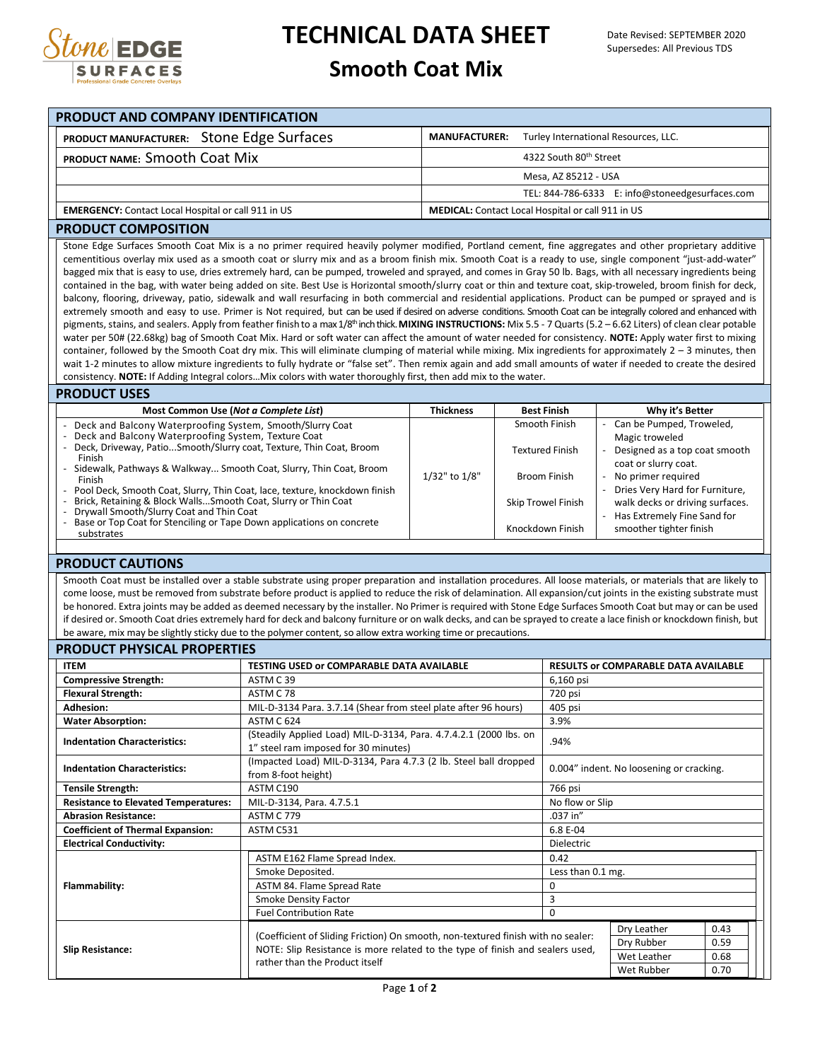# TECHNICAL DATA SHEET

## Smooth Coat Mix

Date Revised: SEPTEMBER 2020
Supersedes: All Previous TDS

## PRODUCT AND COMPANY IDENTIFICATION

| | |
|---|---|
| **PRODUCT MANUFACTURER:** Stone Edge Surfaces | **MANUFACTURER:** Turley International Resources, LLC. |
| **PRODUCT NAME:** Smooth Coat Mix | 4322 South 80th Street |
| | Mesa, AZ 85212 - USA |
| | TEL: 844-786-6333 E: info@stoneedgesurfaces.com |
| **EMERGENCY:** Contact Local Hospital or call 911 in US | **MEDICAL:** Contact Local Hospital or call 911 in US |

## PRODUCT COMPOSITION

Stone Edge Surfaces Smooth Coat Mix is a no primer required heavily polymer modified, Portland cement, fine aggregates and other proprietary additive cementitious overlay mix used as a smooth coat or slurry mix and as a broom finish mix. Smooth Coat is a ready to use, single component "just-add-water" bagged mix that is easy to use, dries extremely hard, can be pumped, troweled and sprayed, and comes in Gray 50 lb. Bags, with all necessary ingredients being contained in the bag, with water being added on site. Best Use is Horizontal smooth/slurry coat or thin and texture coat, skip-troweled, broom finish for deck, balcony, flooring, driveway, patio, sidewalk and wall resurfacing in both commercial and residential applications. Product can be pumped or sprayed and is extremely smooth and easy to use. Primer is Not required, but can be used if desired on adverse conditions. Smooth Coat can be integrally colored and enhanced with pigments, stains, and sealers. Apply from feather finish to a max 1/8th inch thick. **MIXING INSTRUCTIONS:** Mix 5.5 - 7 Quarts (5.2 – 6.62 Liters) of clean clear potable water per 50# (22.68kg) bag of Smooth Coat Mix. Hard or soft water can affect the amount of water needed for consistency. **NOTE:** Apply water first to mixing container, followed by the Smooth Coat dry mix. This will eliminate clumping of material while mixing. Mix ingredients for approximately 2 – 3 minutes, then wait 1-2 minutes to allow mixture ingredients to fully hydrate or "false set". Then remix again and add small amounts of water if needed to create the desired consistency. **NOTE:** If Adding Integral colors…Mix colors with water thoroughly first, then add mix to the water.

## PRODUCT USES

| Most Common Use (*Not a Complete List*) | Thickness | Best Finish | Why it's Better |
|---|---|---|---|
| - Deck and Balcony Waterproofing System, Smooth/Slurry Coat<br>- Deck and Balcony Waterproofing System, Texture Coat<br>- Deck, Driveway, Patio…Smooth/Slurry coat, Texture, Thin Coat, Broom Finish<br>- Sidewalk, Pathways & Walkway… Smooth Coat, Slurry, Thin Coat, Broom Finish<br>- Pool Deck, Smooth Coat, Slurry, Thin Coat, lace, texture, knockdown finish<br>- Brick, Retaining & Block Walls…Smooth Coat, Slurry or Thin Coat<br>- Drywall Smooth/Slurry Coat and Thin Coat<br>- Base or Top Coat for Stenciling or Tape Down applications on concrete substrates | 1/32" to 1/8" | Smooth Finish<br>Textured Finish<br>Broom Finish<br>Skip Trowel Finish<br>Knockdown Finish | - Can be Pumped, Troweled, Magic troweled<br>- Designed as a top coat smooth coat or slurry coat.<br>- No primer required<br>- Dries Very Hard for Furniture, walk decks or driving surfaces.<br>- Has Extremely Fine Sand for smoother tighter finish |

## PRODUCT CAUTIONS

Smooth Coat must be installed over a stable substrate using proper preparation and installation procedures. All loose materials, or materials that are likely to come loose, must be removed from substrate before product is applied to reduce the risk of delamination. All expansion/cut joints in the existing substrate must be honored. Extra joints may be added as deemed necessary by the installer. No Primer is required with Stone Edge Surfaces Smooth Coat but may or can be used if desired or. Smooth Coat dries extremely hard for deck and balcony furniture or on walk decks, and can be sprayed to create a lace finish or knockdown finish, but be aware, mix may be slightly sticky due to the polymer content, so allow extra working time or precautions.

## PRODUCT PHYSICAL PROPERTIES

| ITEM | TESTING USED or COMPARABLE DATA AVAILABLE | RESULTS or COMPARABLE DATA AVAILABLE |
|---|---|---|
| **Compressive Strength:** | ASTM C 39 | 6,160 psi |
| **Flexural Strength:** | ASTM C 78 | 720 psi |
| **Adhesion:** | MIL-D-3134 Para. 3.7.14 (Shear from steel plate after 96 hours) | 405 psi |
| **Water Absorption:** | ASTM C 624 | 3.9% |
| **Indentation Characteristics:** | (Steadily Applied Load) MIL-D-3134, Para. 4.7.4.2.1 (2000 lbs. on 1" steel ram imposed for 30 minutes) | .94% |
| **Indentation Characteristics:** | (Impacted Load) MIL-D-3134, Para 4.7.3 (2 lb. Steel ball dropped from 8-foot height) | 0.004" indent. No loosening or cracking. |
| **Tensile Strength:** | ASTM C190 | 766 psi |
| **Resistance to Elevated Temperatures:** | MIL-D-3134, Para. 4.7.5.1 | No flow or Slip |
| **Abrasion Resistance:** | ASTM C 779 | .037 in" |
| **Coefficient of Thermal Expansion:** | ASTM C531 | 6.8 E-04 |
| **Electrical Conductivity:** | | Dielectric |
| **Flammability:** | ASTM E162 Flame Spread Index. | 0.42 |
| | Smoke Deposited. | Less than 0.1 mg. |
| | ASTM 84. Flame Spread Rate | 0 |
| | Smoke Density Factor | 3 |
| | Fuel Contribution Rate | 0 |
| **Slip Resistance:** | (Coefficient of Sliding Friction) On smooth, non-textured finish with no sealer: NOTE: Slip Resistance is more related to the type of finish and sealers used, rather than the Product itself | Dry Leather 0.43<br>Dry Rubber 0.59<br>Wet Leather 0.68<br>Wet Rubber 0.70 |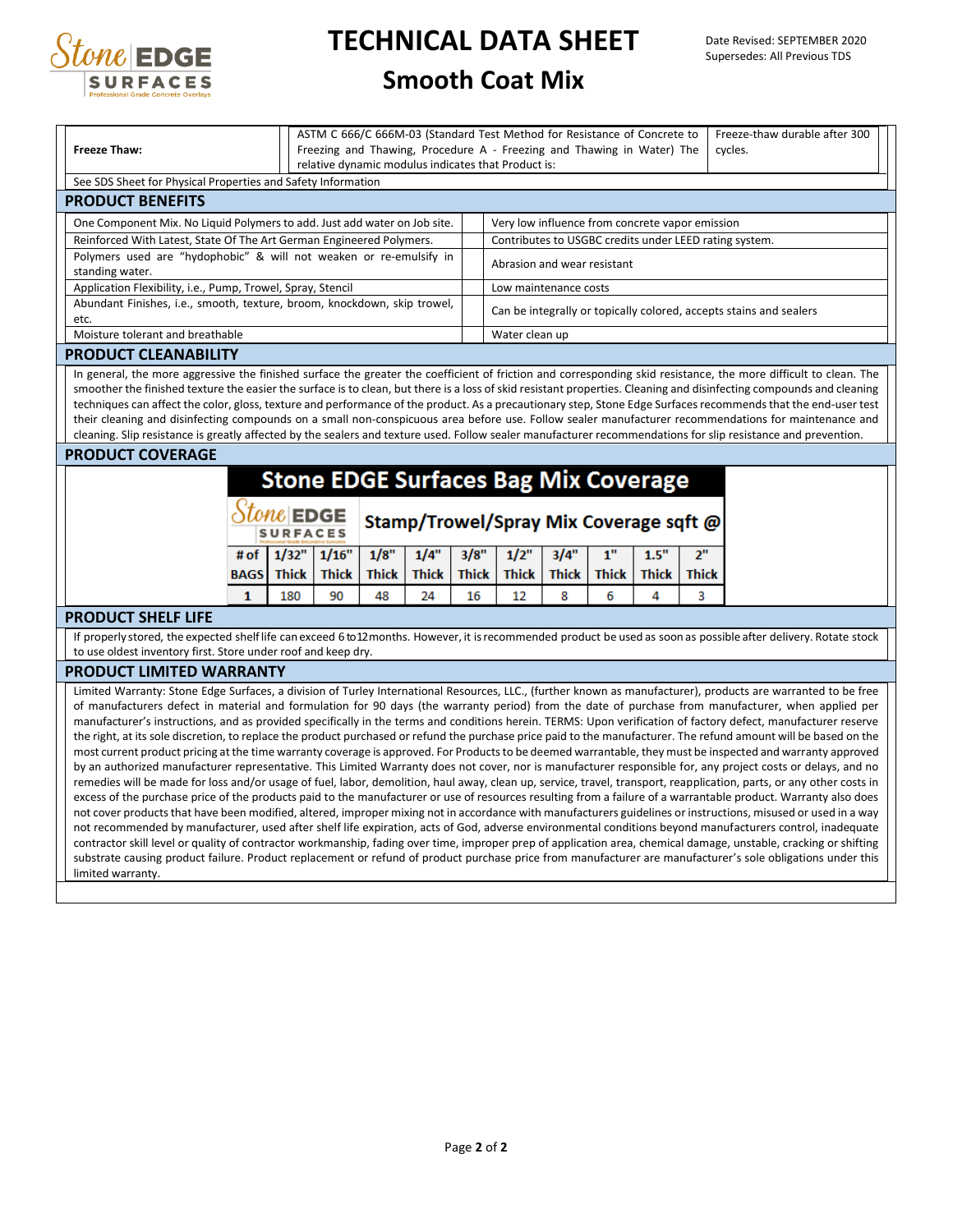# TECHNICAL DATA SHEET

## Smooth Coat Mix

Date Revised: SEPTEMBER 2020
Supersedes: All Previous TDS

| | | |
|---|---|---|
| **Freeze Thaw:** | ASTM C 666/C 666M-03 (Standard Test Method for Resistance of Concrete to Freezing and Thawing, Procedure A - Freezing and Thawing in Water) The relative dynamic modulus indicates that Product is: | Freeze-thaw durable after 300 cycles. |

See SDS Sheet for Physical Properties and Safety Information

## PRODUCT BENEFITS

| | |
|---|---|
| One Component Mix. No Liquid Polymers to add. Just add water on Job site. | Very low influence from concrete vapor emission |
| Reinforced With Latest, State Of The Art German Engineered Polymers. | Contributes to USGBC credits under LEED rating system. |
| Polymers used are "hydophobic" & will not weaken or re-emulsify in standing water. | Abrasion and wear resistant |
| Application Flexibility, i.e., Pump, Trowel, Spray, Stencil | Low maintenance costs |
| Abundant Finishes, i.e., smooth, texture, broom, knockdown, skip trowel, etc. | Can be integrally or topically colored, accepts stains and sealers |
| Moisture tolerant and breathable | Water clean up |

## PRODUCT CLEANABILITY

In general, the more aggressive the finished surface the greater the coefficient of friction and corresponding skid resistance, the more difficult to clean. The smoother the finished texture the easier the surface is to clean, but there is a loss of skid resistant properties. Cleaning and disinfecting compounds and cleaning techniques can affect the color, gloss, texture and performance of the product. As a precautionary step, Stone Edge Surfaces recommends that the end-user test their cleaning and disinfecting compounds on a small non-conspicuous area before use. Follow sealer manufacturer recommendations for maintenance and cleaning. Slip resistance is greatly affected by the sealers and texture used. Follow sealer manufacturer recommendations for slip resistance and prevention.

## PRODUCT COVERAGE

**Stone EDGE Surfaces Bag Mix Coverage**

Stamp/Trowel/Spray Mix Coverage sqft @

| # of BAGS | 1/32" Thick | 1/16" Thick | 1/8" Thick | 1/4" Thick | 3/8" Thick | 1/2" Thick | 3/4" Thick | 1" Thick | 1.5" Thick | 2" Thick |
|---|---|---|---|---|---|---|---|---|---|---|
| 1 | 180 | 90 | 48 | 24 | 16 | 12 | 8 | 6 | 4 | 3 |

## PRODUCT SHELF LIFE

If properly stored, the expected shelf life can exceed 6 to 12 months. However, it is recommended product be used as soon as possible after delivery. Rotate stock to use oldest inventory first. Store under roof and keep dry.

## PRODUCT LIMITED WARRANTY

Limited Warranty: Stone Edge Surfaces, a division of Turley International Resources, LLC., (further known as manufacturer), products are warranted to be free of manufacturers defect in material and formulation for 90 days (the warranty period) from the date of purchase from manufacturer, when applied per manufacturer's instructions, and as provided specifically in the terms and conditions herein. TERMS: Upon verification of factory defect, manufacturer reserve the right, at its sole discretion, to replace the product purchased or refund the purchase price paid to the manufacturer. The refund amount will be based on the most current product pricing at the time warranty coverage is approved. For Products to be deemed warrantable, they must be inspected and warranty approved by an authorized manufacturer representative. This Limited Warranty does not cover, nor is manufacturer responsible for, any project costs or delays, and no remedies will be made for loss and/or usage of fuel, labor, demolition, haul away, clean up, service, travel, transport, reapplication, parts, or any other costs in excess of the purchase price of the products paid to the manufacturer or use of resources resulting from a failure of a warrantable product. Warranty also does not cover products that have been modified, altered, improper mixing not in accordance with manufacturers guidelines or instructions, misused or used in a way not recommended by manufacturer, used after shelf life expiration, acts of God, adverse environmental conditions beyond manufacturers control, inadequate contractor skill level or quality of contractor workmanship, fading over time, improper prep of application area, chemical damage, unstable, cracking or shifting substrate causing product failure. Product replacement or refund of product purchase price from manufacturer are manufacturer's sole obligations under this limited warranty.